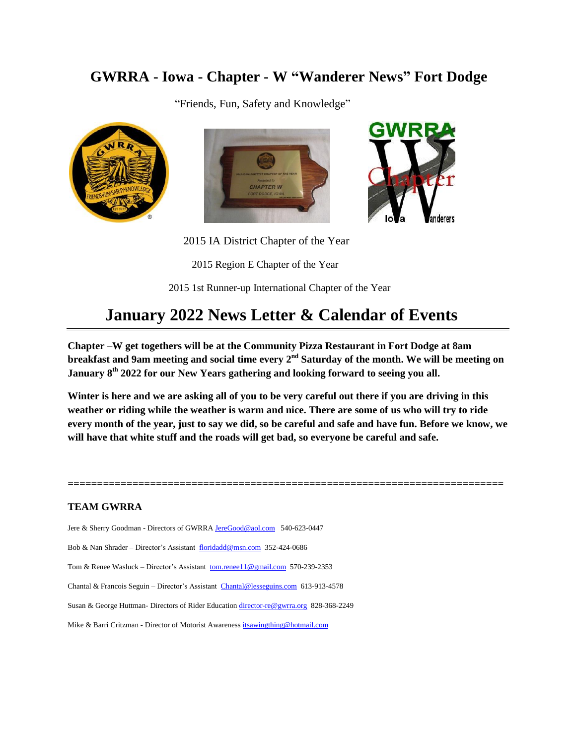# GWRRA - Iowa - Chapter - W "Wanderer News" Fort Dodge

"Friends, Fun, Safety and Knowledge"

2015 IA District Chapter of the Year

2015 Region E Chapter of the Year

2015 1st Runner-up International Chapter of the Year

# January 2022 News Letter & Calendar of Events

**Chapter –W get togethers will be at the Community Pizza Restaurant in Fort Dodge at 8am breakfast and 9am meeting and social time every 2nd Saturday of the month. We will be meeting on January 8th 2022 for our New Years gathering and looking forward to seeing you all.**

**Winter is here and we are asking all of you to be very careful out there if you are driving in this weather or riding while the weather is warm and nice. There are some of us who will try to ride every month of the year, just to say we did, so be careful and safe and have fun. Before we know, we will have that white stuff and the roads will get bad, so everyone be careful and safe.**

========================================================================

### TEAM GWRRA

Jere & Sherry Goodman - Directors of GWRRA JereGood@aol.com 540-623-0447

Bob & Nan Shrader – Director's Assistant floridadd@msn.com 352-424-0686

Tom & Renee Wasluck – Director's Assistant tom.renee11@gmail.com 570-239-2353

Chantal & Francois Seguin – Director's Assistant Chantal@lesseguins.com 613-913-4578

Susan & George Huttman- Directors of Rider Education director-re@gwrra.org 828-368-2249

Mike & Barri Critzman - Director of Motorist Awareness itsawingthing@hotmail.com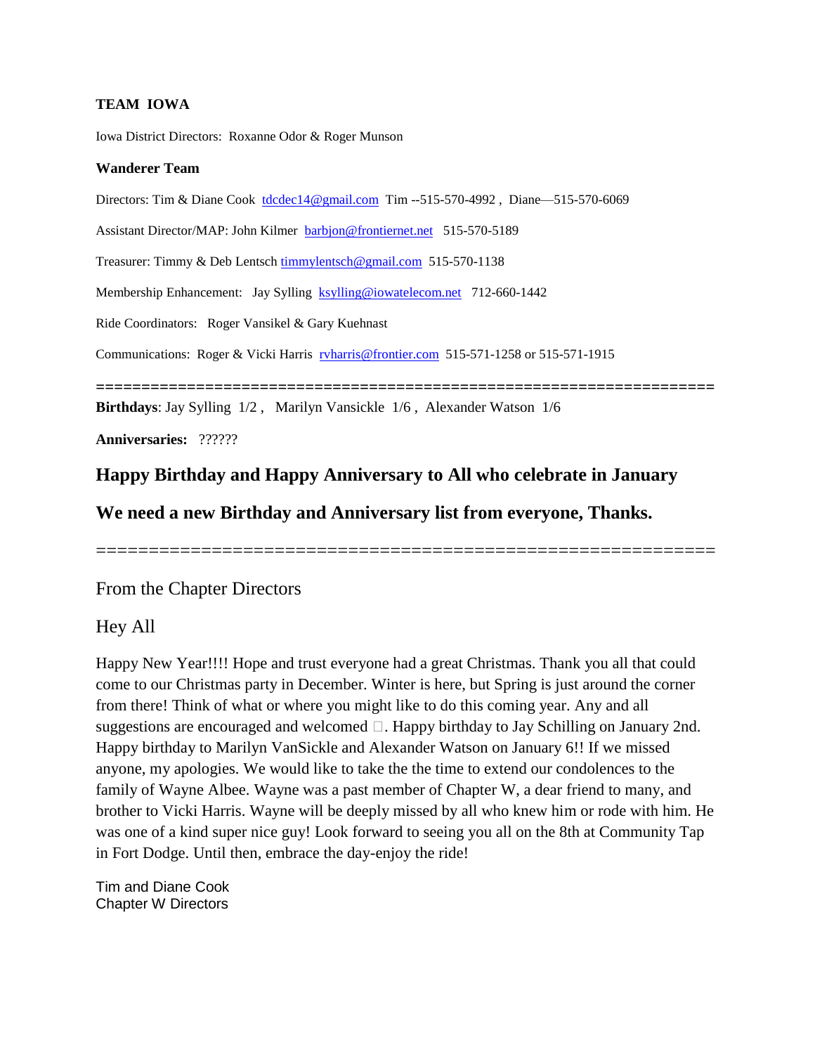**TEAM IOWA**

Iowa District Directors: Roxanne Odor & Roger Munson

**Wanderer Team**

Directors: Tim & Diane Cook tdcdec14@gmail.com Tim --515-570-4992 , Diane—515-570-6069

Assistant Director/MAP: John Kilmer barbjon@frontiernet.net 515-570-5189

Treasurer: Timmy & Deb Lentsch timmylentsch@gmail.com 515-570-1138

Membership Enhancement: Jay Sylling ksylling@iowatelecom.net 712-660-1442

Ride Coordinators: Roger Vansikel & Gary Kuehnast

Communications: Roger & Vicki Harris rvharris@frontier.com 515-571-1258 or 515-571-1915

==================================================================

**Birthdays**: Jay Sylling 1/2 , Marilyn Vansickle 1/6 , Alexander Watson 1/6

**Anniversaries:** ??????

## Happy Birthday and Happy Anniversary to All who celebrate in January

## We need a new Birthday and Anniversary list from everyone, Thanks.

==================================================================

From the Chapter Directors

Hey All

Happy New Year!!!! Hope and trust everyone had a great Christmas. Thank you all that could come to our Christmas party in December. Winter is here, but Spring is just around the corner from there! Think of what or where you might like to do this coming year. Any and all suggestions are encouraged and welcomed . Happy birthday to Jay Schilling on January 2nd. Happy birthday to Marilyn VanSickle and Alexander Watson on January 6!! If we missed anyone, my apologies. We would like to take the the time to extend our condolences to the family of Wayne Albee. Wayne was a past member of Chapter W, a dear friend to many, and brother to Vicki Harris. Wayne will be deeply missed by all who knew him or rode with him. He was one of a kind super nice guy! Look forward to seeing you all on the 8th at Community Tap in Fort Dodge. Until then, embrace the day-enjoy the ride!

Tim and Diane Cook
Chapter W Directors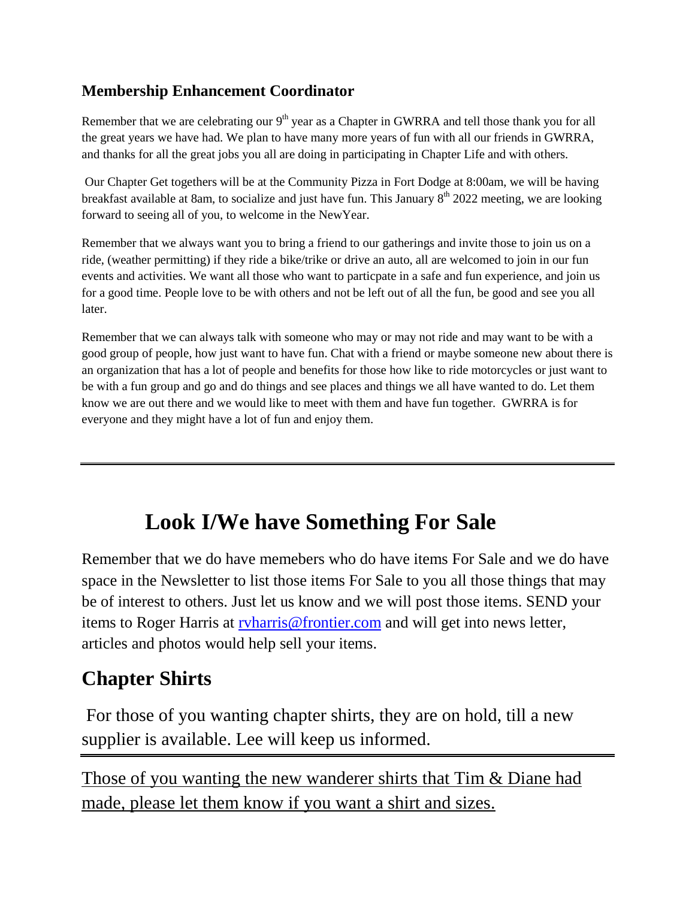### Membership Enhancement Coordinator

Remember that we are celebrating our 9th year as a Chapter in GWRRA and tell those thank you for all the great years we have had. We plan to have many more years of fun with all our friends in GWRRA, and thanks for all the great jobs you all are doing in participating in Chapter Life and with others.

Our Chapter Get togethers will be at the Community Pizza in Fort Dodge at 8:00am, we will be having breakfast available at 8am, to socialize and just have fun. This January 8th 2022 meeting, we are looking forward to seeing all of you, to welcome in the NewYear.

Remember that we always want you to bring a friend to our gatherings and invite those to join us on a ride, (weather permitting) if they ride a bike/trike or drive an auto, all are welcomed to join in our fun events and activities. We want all those who want to particpate in a safe and fun experience, and join us for a good time. People love to be with others and not be left out of all the fun, be good and see you all later.

Remember that we can always talk with someone who may or may not ride and may want to be with a good group of people, how just want to have fun. Chat with a friend or maybe someone new about there is an organization that has a lot of people and benefits for those how like to ride motorcycles or just want to be with a fun group and go and do things and see places and things we all have wanted to do. Let them know we are out there and we would like to meet with them and have fun together. GWRRA is for everyone and they might have a lot of fun and enjoy them.

---

# Look I/We have Something For Sale

Remember that we do have memebers who do have items For Sale and we do have space in the Newsletter to list those items For Sale to you all those things that may be of interest to others. Just let us know and we will post those items. SEND your items to Roger Harris at rvharris@frontier.com and will get into news letter, articles and photos would help sell your items.

## Chapter Shirts

For those of you wanting chapter shirts, they are on hold, till a new supplier is available. Lee will keep us informed.

---

Those of you wanting the new wanderer shirts that Tim & Diane had made, please let them know if you want a shirt and sizes.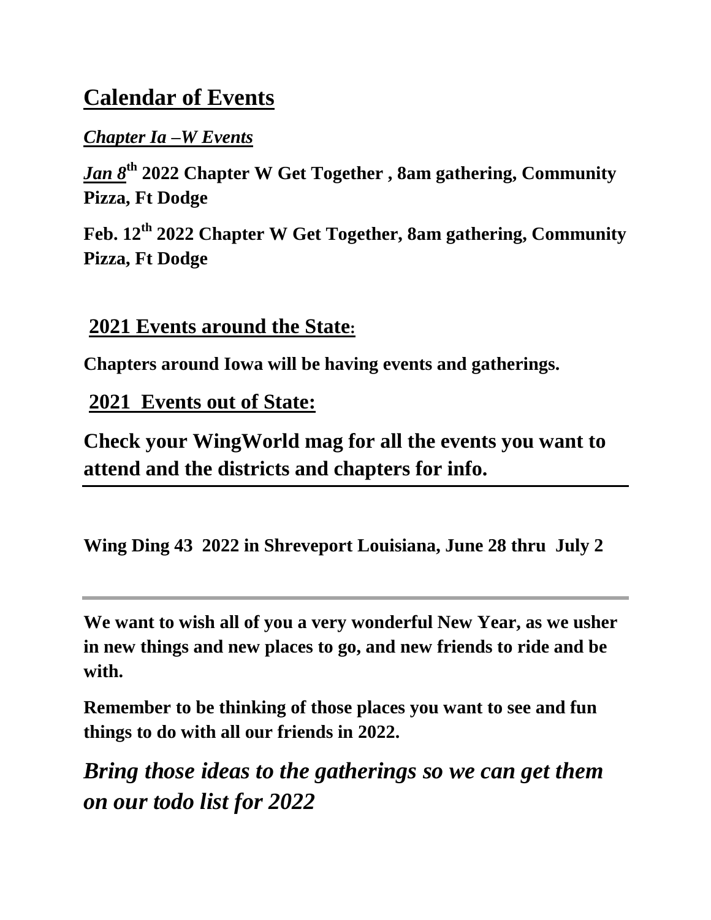# Calendar of Events

***Chapter Ia –W Events***

***Jan 8***$^{th}$ **2022 Chapter W Get Together , 8am gathering, Community Pizza, Ft Dodge**

**Feb. 12**$^{th}$ **2022 Chapter W Get Together, 8am gathering, Community Pizza, Ft Dodge**

## 2021 Events around the State:

**Chapters around Iowa will be having events and gatherings.**

## 2021 Events out of State:

**Check your WingWorld mag for all the events you want to attend and the districts and chapters for info.**

---

**Wing Ding 43 2022 in Shreveport Louisiana, June 28 thru July 2**

---

**We want to wish all of you a very wonderful New Year, as we usher in new things and new places to go, and new friends to ride and be with.**

**Remember to be thinking of those places you want to see and fun things to do with all our friends in 2022.**

***Bring those ideas to the gatherings so we can get them on our todo list for 2022***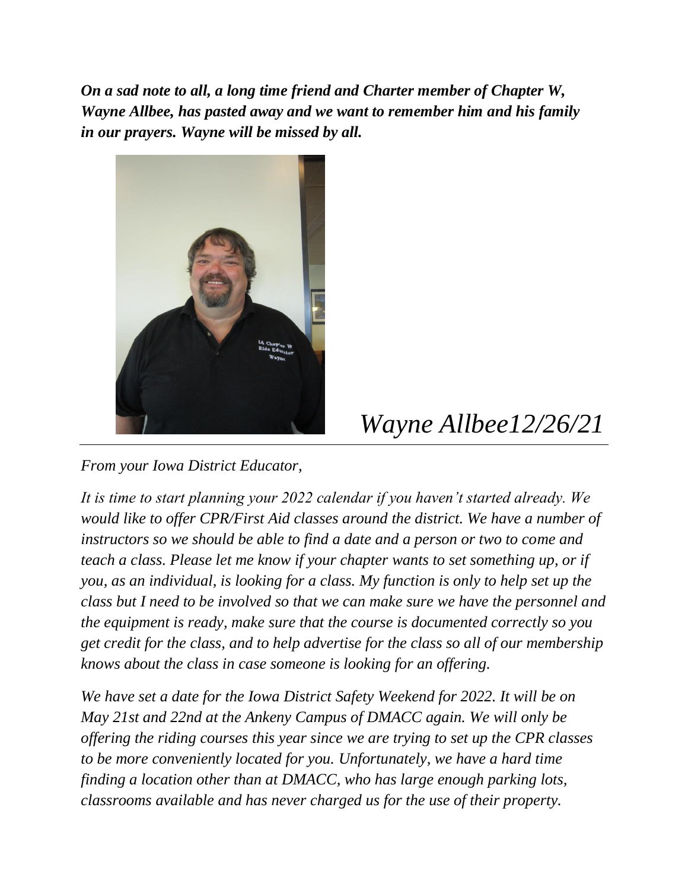***On a sad note to all, a long time friend and Charter member of Chapter W, Wayne Allbee, has pasted away and we want to remember him and his family in our prayers. Wayne will be missed by all.***

*Wayne Allbee12/26/21*

---

*From your Iowa District Educator,*

*It is time to start planning your 2022 calendar if you haven't started already. We would like to offer CPR/First Aid classes around the district. We have a number of instructors so we should be able to find a date and a person or two to come and teach a class. Please let me know if your chapter wants to set something up, or if you, as an individual, is looking for a class. My function is only to help set up the class but I need to be involved so that we can make sure we have the personnel and the equipment is ready, make sure that the course is documented correctly so you get credit for the class, and to help advertise for the class so all of our membership knows about the class in case someone is looking for an offering.*

*We have set a date for the Iowa District Safety Weekend for 2022. It will be on May 21st and 22nd at the Ankeny Campus of DMACC again. We will only be offering the riding courses this year since we are trying to set up the CPR classes to be more conveniently located for you. Unfortunately, we have a hard time finding a location other than at DMACC, who has large enough parking lots, classrooms available and has never charged us for the use of their property.*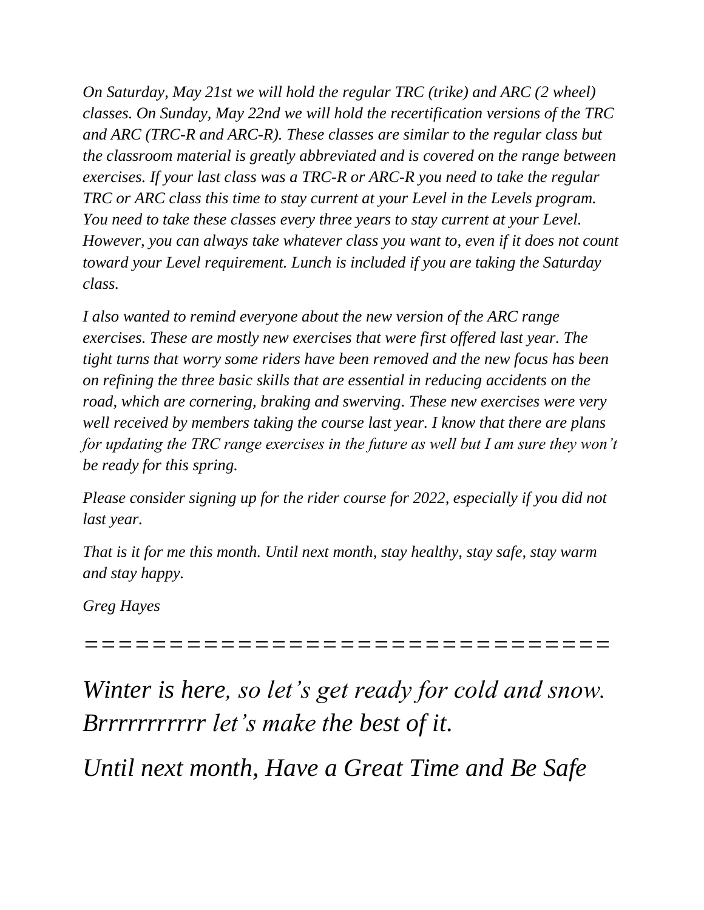*On Saturday, May 21st we will hold the regular TRC (trike) and ARC (2 wheel) classes. On Sunday, May 22nd we will hold the recertification versions of the TRC and ARC (TRC-R and ARC-R). These classes are similar to the regular class but the classroom material is greatly abbreviated and is covered on the range between exercises. If your last class was a TRC-R or ARC-R you need to take the regular TRC or ARC class this time to stay current at your Level in the Levels program. You need to take these classes every three years to stay current at your Level. However, you can always take whatever class you want to, even if it does not count toward your Level requirement. Lunch is included if you are taking the Saturday class.*

*I also wanted to remind everyone about the new version of the ARC range exercises. These are mostly new exercises that were first offered last year. The tight turns that worry some riders have been removed and the new focus has been on refining the three basic skills that are essential in reducing accidents on the road, which are cornering, braking and swerving. These new exercises were very well received by members taking the course last year. I know that there are plans for updating the TRC range exercises in the future as well but I am sure they won't be ready for this spring.*

*Please consider signing up for the rider course for 2022, especially if you did not last year.*

*That is it for me this month. Until next month, stay healthy, stay safe, stay warm and stay happy.*

*Greg Hayes*

*==================================*

*Winter is here, so let's get ready for cold and snow. Brrrrrrrrrr let's make the best of it.*

*Until next month, Have a Great Time and Be Safe*